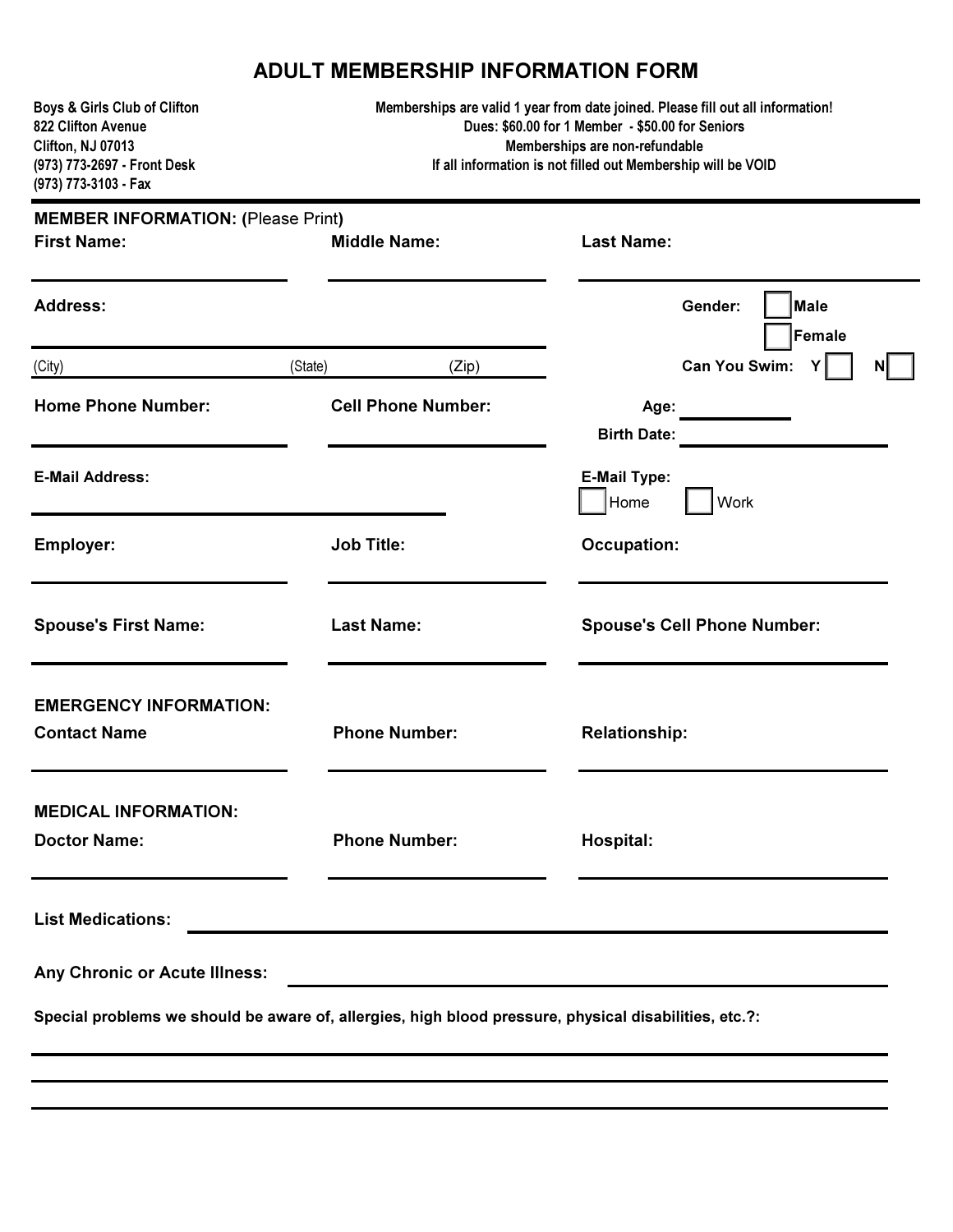# ADULT MEMBERSHIP INFORMATION FORM

**Boys & Girls Club of Clifton**
**822 Clifton Avenue**
**Clifton, NJ 07013**
**(973) 773-2697 - Front Desk**
**(973) 773-3103 - Fax**

**Memberships are valid 1 year from date joined. Please fill out all information!**
**Dues: $60.00 for 1 Member - $50.00 for Seniors**
**Memberships are non-refundable**
**If all information is not filled out Membership will be VOID**

---

**MEMBER INFORMATION: (**Please Print**)**

**First Name:** ____________________ **Middle Name:** ____________________ **Last Name:** ____________________

**Address:** ________________________________________

(City) ____________ (State) ____________ (Zip) ____________

**Gender:** ☐ **Male** ☐ **Female**

**Can You Swim:** **Y** ☐ **N** ☐

**Home Phone Number:** ____________________ **Cell Phone Number:** ____________________

**Age:** ____________

**Birth Date:** ____________________

**E-Mail Address:** ________________________________________

**E-Mail Type:** ☐ Home ☐ Work

**Employer:** ____________________ **Job Title:** ____________________ **Occupation:** ____________________

**Spouse's First Name:** ____________________ **Last Name:** ____________________ **Spouse's Cell Phone Number:** ____________________

**EMERGENCY INFORMATION:**

**Contact Name** ____________________ **Phone Number:** ____________________ **Relationship:** ____________________

**MEDICAL INFORMATION:**

**Doctor Name:** ____________________ **Phone Number:** ____________________ **Hospital:** ____________________

**List Medications:** ____________________________________________________________

**Any Chronic or Acute Illness:** ____________________________________________________________

**Special problems we should be aware of, allergies, high blood pressure, physical disabilities, etc.?:**

______________________________________________________________________

______________________________________________________________________

______________________________________________________________________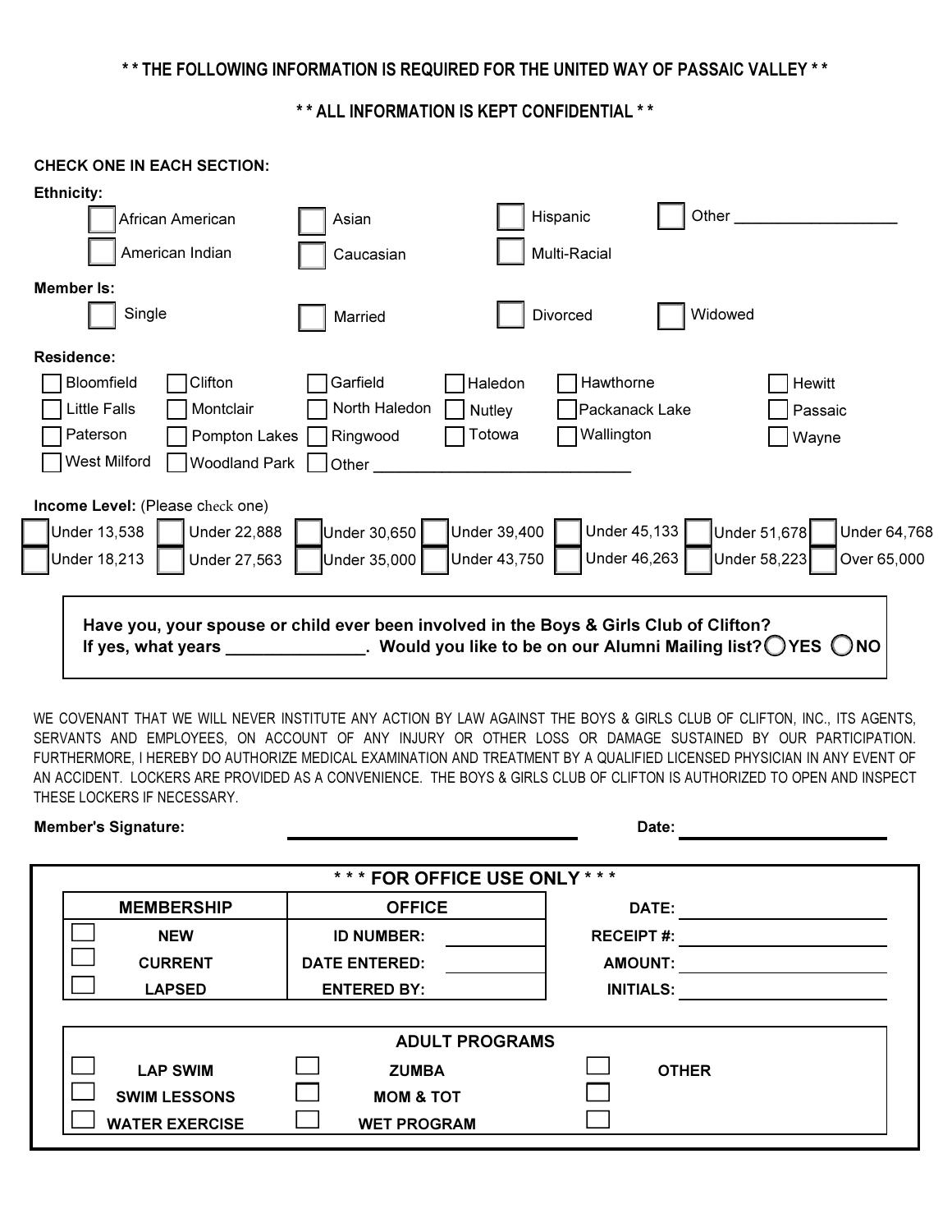**\* \* THE FOLLOWING INFORMATION IS REQUIRED FOR THE UNITED WAY OF PASSAIC VALLEY \* \***

**\* \* ALL INFORMATION IS KEPT CONFIDENTIAL \* \***

**CHECK ONE IN EACH SECTION:**

**Ethnicity:**

☐ African American ☐ Asian ☐ Hispanic ☐ Other ___________________

☐ American Indian ☐ Caucasian ☐ Multi-Racial

**Member Is:**

☐ Single ☐ Married ☐ Divorced ☐ Widowed

**Residence:**

| | | | | | |
|---|---|---|---|---|---|
| ☐ Bloomfield | ☐ Clifton | ☐ Garfield | ☐ Haledon | ☐ Hawthorne | ☐ Hewitt |
| ☐ Little Falls | ☐ Montclair | ☐ North Haledon | ☐ Nutley | ☐ Packanack Lake | ☐ Passaic |
| ☐ Paterson | ☐ Pompton Lakes | ☐ Ringwood | ☐ Totowa | ☐ Wallington | ☐ Wayne |
| ☐ West Milford | ☐ Woodland Park | ☐ Other ______________________________ | | | |

**Income Level:** (Please check one)

| | | | | | | |
|---|---|---|---|---|---|---|
| ☐ Under 13,538 | ☐ Under 22,888 | ☐ Under 30,650 | ☐ Under 39,400 | ☐ Under 45,133 | ☐ Under 51,678 | ☐ Under 64,768 |
| ☐ Under 18,213 | ☐ Under 27,563 | ☐ Under 35,000 | ☐ Under 43,750 | ☐ Under 46,263 | ☐ Under 58,223 | ☐ Over 65,000 |

**Have you, your spouse or child ever been involved in the Boys & Girls Club of Clifton?**
**If yes, what years _______________. Would you like to be on our Alumni Mailing list? ◯ YES ◯ NO**

WE COVENANT THAT WE WILL NEVER INSTITUTE ANY ACTION BY LAW AGAINST THE BOYS & GIRLS CLUB OF CLIFTON, INC., ITS AGENTS, SERVANTS AND EMPLOYEES, ON ACCOUNT OF ANY INJURY OR OTHER LOSS OR DAMAGE SUSTAINED BY OUR PARTICIPATION. FURTHERMORE, I HEREBY DO AUTHORIZE MEDICAL EXAMINATION AND TREATMENT BY A QUALIFIED LICENSED PHYSICIAN IN ANY EVENT OF AN ACCIDENT. LOCKERS ARE PROVIDED AS A CONVENIENCE. THE BOYS & GIRLS CLUB OF CLIFTON IS AUTHORIZED TO OPEN AND INSPECT THESE LOCKERS IF NECESSARY.

**Member's Signature:** ______________________________ **Date:** ____________________

**\* \* \* FOR OFFICE USE ONLY \* \* \***

| MEMBERSHIP | OFFICE | | |
|---|---|---|---|
| ☐ NEW | ID NUMBER: ________ | DATE: | ____________________ |
| ☐ CURRENT | DATE ENTERED: ________ | RECEIPT #: | ____________________ |
| ☐ LAPSED | ENTERED BY: ________ | AMOUNT: | ____________________ |
| | | INITIALS: | ____________________ |

**ADULT PROGRAMS**

| | | |
|---|---|---|
| ☐ LAP SWIM | ☐ ZUMBA | ☐ OTHER |
| ☐ SWIM LESSONS | ☐ MOM & TOT | ☐ |
| ☐ WATER EXERCISE | ☐ WET PROGRAM | ☐ |